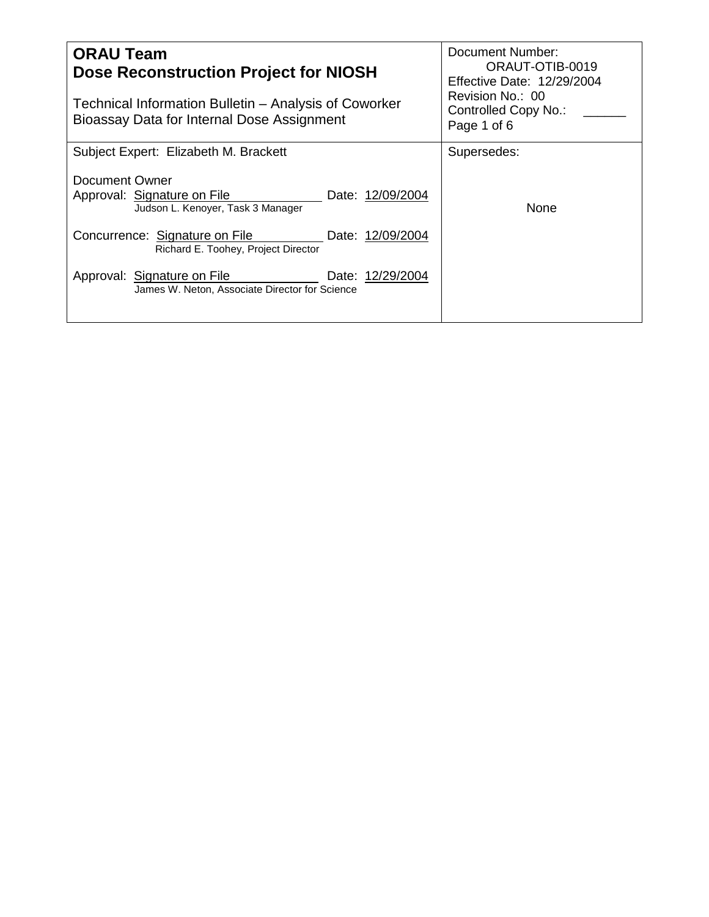| **ORAU Team**<br>**Dose Reconstruction Project for NIOSH**<br><br>Technical Information Bulletin – Analysis of Coworker Bioassay Data for Internal Dose Assignment | Document Number: ORAUT-OTIB-0019<br>Effective Date: 12/29/2004<br>Revision No.: 00<br>Controlled Copy No.: ______<br>Page 1 of 6 |
|---|---|
| Subject Expert: Elizabeth M. Brackett<br><br>Document Owner<br>Approval: Signature on File Date: 12/09/2004<br>Judson L. Kenoyer, Task 3 Manager<br><br>Concurrence: Signature on File Date: 12/09/2004<br>Richard E. Toohey, Project Director<br><br>Approval: Signature on File Date: 12/29/2004<br>James W. Neton, Associate Director for Science | Supersedes:<br><br>None |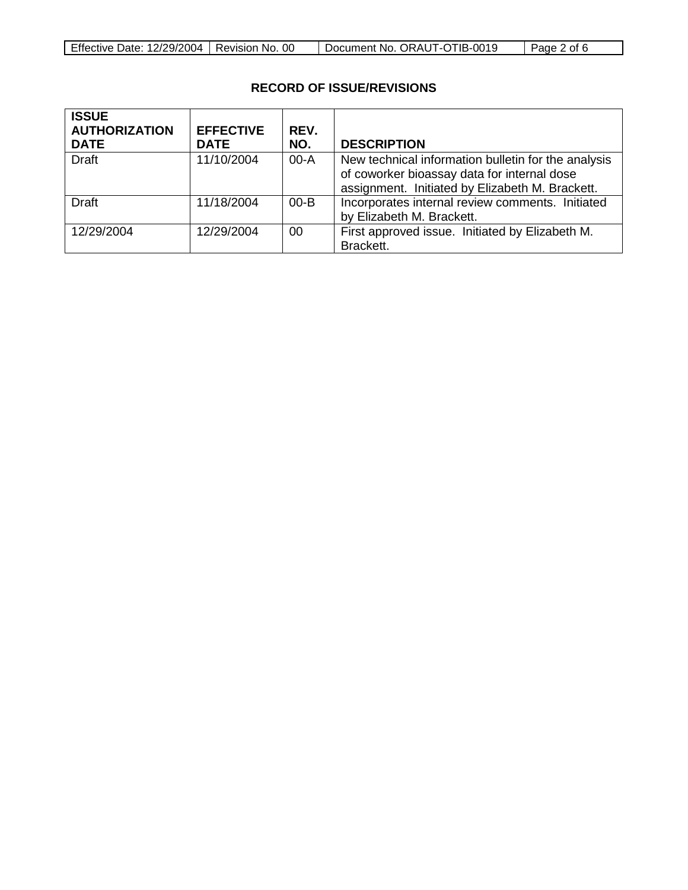## RECORD OF ISSUE/REVISIONS

| ISSUE AUTHORIZATION DATE | EFFECTIVE DATE | REV. NO. | DESCRIPTION |
|---|---|---|---|
| Draft | 11/10/2004 | 00-A | New technical information bulletin for the analysis of coworker bioassay data for internal dose assignment. Initiated by Elizabeth M. Brackett. |
| Draft | 11/18/2004 | 00-B | Incorporates internal review comments. Initiated by Elizabeth M. Brackett. |
| 12/29/2004 | 12/29/2004 | 00 | First approved issue. Initiated by Elizabeth M. Brackett. |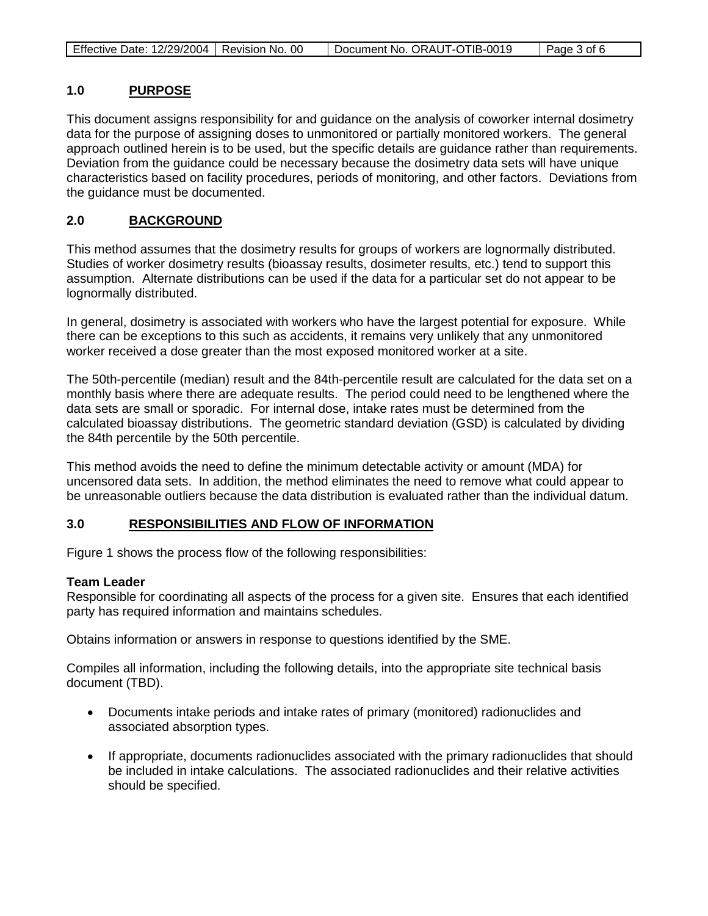## 1.0 PURPOSE

This document assigns responsibility for and guidance on the analysis of coworker internal dosimetry data for the purpose of assigning doses to unmonitored or partially monitored workers. The general approach outlined herein is to be used, but the specific details are guidance rather than requirements. Deviation from the guidance could be necessary because the dosimetry data sets will have unique characteristics based on facility procedures, periods of monitoring, and other factors. Deviations from the guidance must be documented.

## 2.0 BACKGROUND

This method assumes that the dosimetry results for groups of workers are lognormally distributed. Studies of worker dosimetry results (bioassay results, dosimeter results, etc.) tend to support this assumption. Alternate distributions can be used if the data for a particular set do not appear to be lognormally distributed.

In general, dosimetry is associated with workers who have the largest potential for exposure. While there can be exceptions to this such as accidents, it remains very unlikely that any unmonitored worker received a dose greater than the most exposed monitored worker at a site.

The 50th-percentile (median) result and the 84th-percentile result are calculated for the data set on a monthly basis where there are adequate results. The period could need to be lengthened where the data sets are small or sporadic. For internal dose, intake rates must be determined from the calculated bioassay distributions. The geometric standard deviation (GSD) is calculated by dividing the 84th percentile by the 50th percentile.

This method avoids the need to define the minimum detectable activity or amount (MDA) for uncensored data sets. In addition, the method eliminates the need to remove what could appear to be unreasonable outliers because the data distribution is evaluated rather than the individual datum.

## 3.0 RESPONSIBILITIES AND FLOW OF INFORMATION

Figure 1 shows the process flow of the following responsibilities:

**Team Leader**
Responsible for coordinating all aspects of the process for a given site. Ensures that each identified party has required information and maintains schedules.

Obtains information or answers in response to questions identified by the SME.

Compiles all information, including the following details, into the appropriate site technical basis document (TBD).

- Documents intake periods and intake rates of primary (monitored) radionuclides and associated absorption types.
- If appropriate, documents radionuclides associated with the primary radionuclides that should be included in intake calculations. The associated radionuclides and their relative activities should be specified.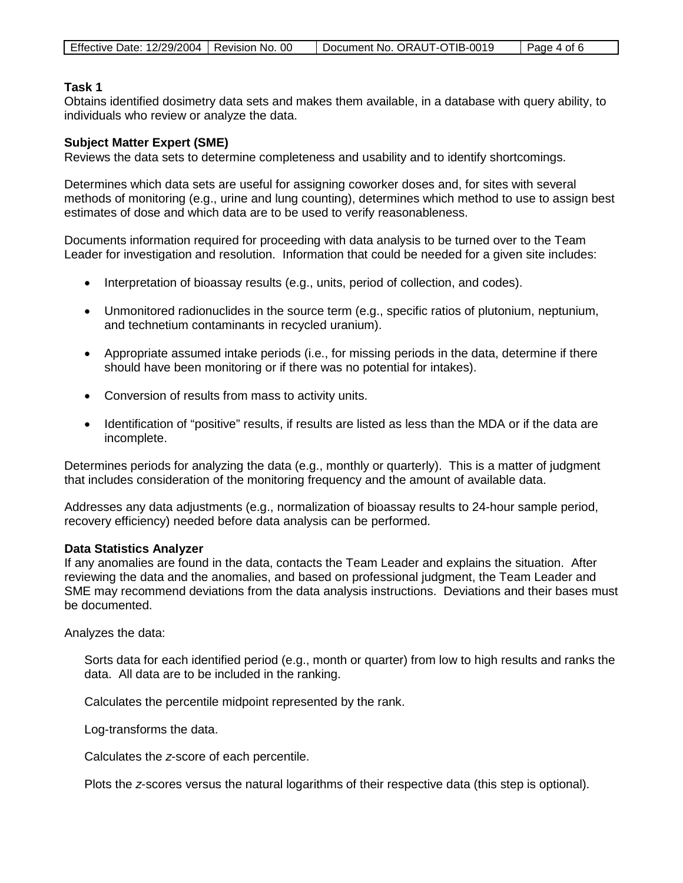**Task 1**
Obtains identified dosimetry data sets and makes them available, in a database with query ability, to individuals who review or analyze the data.

**Subject Matter Expert (SME)**
Reviews the data sets to determine completeness and usability and to identify shortcomings.

Determines which data sets are useful for assigning coworker doses and, for sites with several methods of monitoring (e.g., urine and lung counting), determines which method to use to assign best estimates of dose and which data are to be used to verify reasonableness.

Documents information required for proceeding with data analysis to be turned over to the Team Leader for investigation and resolution. Information that could be needed for a given site includes:

- Interpretation of bioassay results (e.g., units, period of collection, and codes).
- Unmonitored radionuclides in the source term (e.g., specific ratios of plutonium, neptunium, and technetium contaminants in recycled uranium).
- Appropriate assumed intake periods (i.e., for missing periods in the data, determine if there should have been monitoring or if there was no potential for intakes).
- Conversion of results from mass to activity units.
- Identification of “positive” results, if results are listed as less than the MDA or if the data are incomplete.

Determines periods for analyzing the data (e.g., monthly or quarterly). This is a matter of judgment that includes consideration of the monitoring frequency and the amount of available data.

Addresses any data adjustments (e.g., normalization of bioassay results to 24-hour sample period, recovery efficiency) needed before data analysis can be performed.

**Data Statistics Analyzer**
If any anomalies are found in the data, contacts the Team Leader and explains the situation. After reviewing the data and the anomalies, and based on professional judgment, the Team Leader and SME may recommend deviations from the data analysis instructions. Deviations and their bases must be documented.

Analyzes the data:

Sorts data for each identified period (e.g., month or quarter) from low to high results and ranks the data. All data are to be included in the ranking.

Calculates the percentile midpoint represented by the rank.

Log-transforms the data.

Calculates the *z*-score of each percentile.

Plots the *z*-scores versus the natural logarithms of their respective data (this step is optional).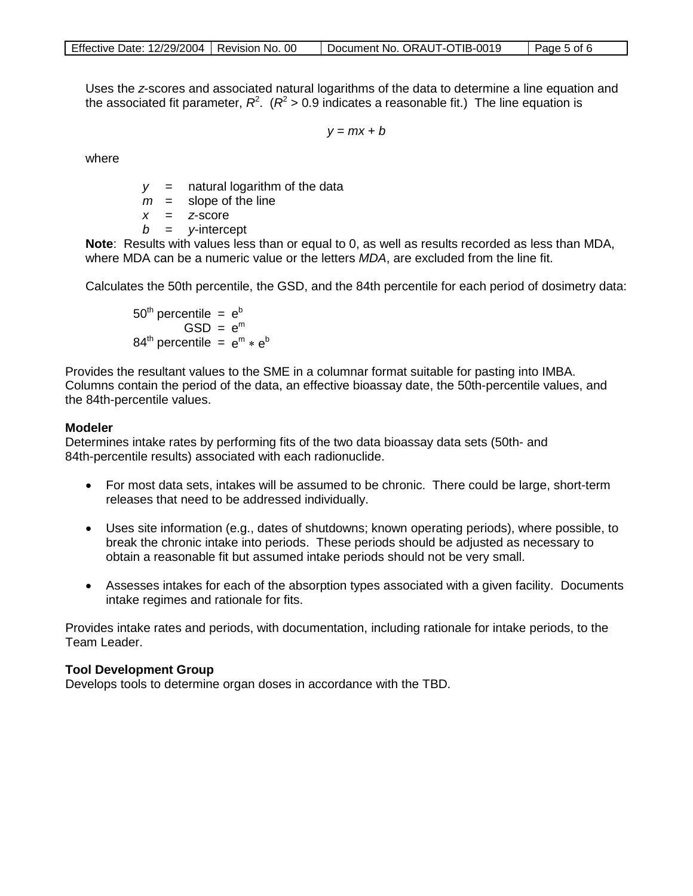Uses the *z*-scores and associated natural logarithms of the data to determine a line equation and the associated fit parameter, $R^2$. ($R^2 > 0.9$ indicates a reasonable fit.) The line equation is

$$y = mx + b$$

where

- $y$ = natural logarithm of the data
- $m$ = slope of the line
- $x$ = *z*-score
- $b$ = *y*-intercept

**Note**: Results with values less than or equal to 0, as well as results recorded as less than MDA, where MDA can be a numeric value or the letters *MDA*, are excluded from the line fit.

Calculates the 50th percentile, the GSD, and the 84th percentile for each period of dosimetry data:

$$50^{th} \text{ percentile} = e^b$$

$$\text{GSD} = e^m$$

$$84^{th} \text{ percentile} = e^m * e^b$$

Provides the resultant values to the SME in a columnar format suitable for pasting into IMBA. Columns contain the period of the data, an effective bioassay date, the 50th-percentile values, and the 84th-percentile values.

**Modeler**
Determines intake rates by performing fits of the two data bioassay data sets (50th- and 84th-percentile results) associated with each radionuclide.

- For most data sets, intakes will be assumed to be chronic. There could be large, short-term releases that need to be addressed individually.
- Uses site information (e.g., dates of shutdowns; known operating periods), where possible, to break the chronic intake into periods. These periods should be adjusted as necessary to obtain a reasonable fit but assumed intake periods should not be very small.
- Assesses intakes for each of the absorption types associated with a given facility. Documents intake regimes and rationale for fits.

Provides intake rates and periods, with documentation, including rationale for intake periods, to the Team Leader.

**Tool Development Group**
Develops tools to determine organ doses in accordance with the TBD.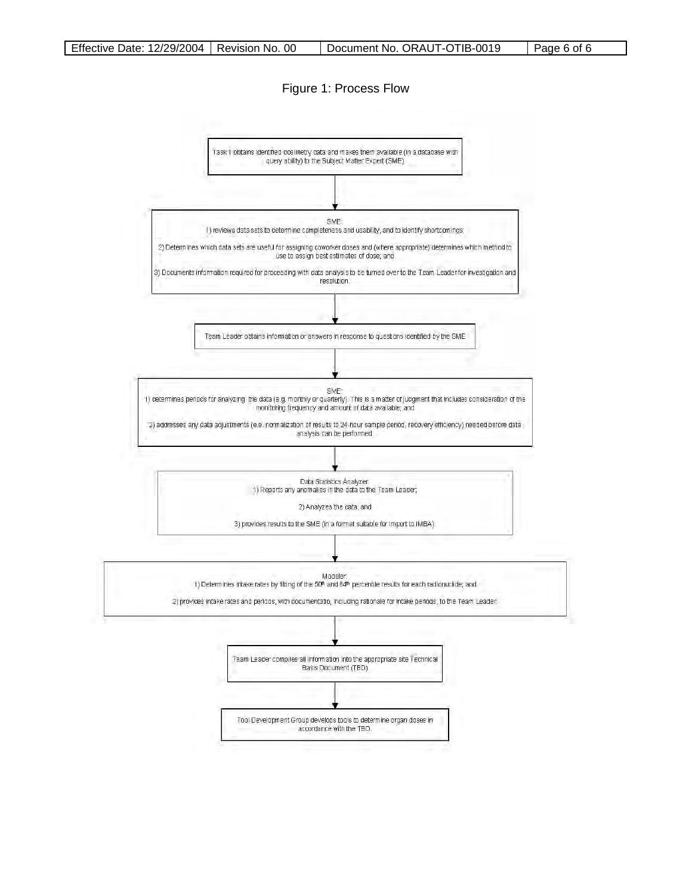Figure 1: Process Flow

Task 1 obtains identified dosimetry data and makes them available (in a database with query ability) to the Subject Matter Expert (SME)

↓

SME:
1) reviews data sets to determine completeness and usability, and to identify shortcomings;

2) Determines which data sets are useful for assigning coworker doses and (where appropriate) determines which method to use to assign best estimates of dose; and

3) Documents information required for proceeding with data analysis to be turned over to the Team Leader for investigation and resolution.

↓

Team Leader obtains information or answers in response to questions identified by the SME

↓

SME:
1) determines periods for analyzing the data (e.g. monthly or quarterly). This is a matter of judgment that includes consideration of the monitoring frequency and amount of data available; and

2) addresses any data adjustments (e.e. normalization of results to 24-hour sample period, recovery efficiency) needed before data analysis can be performed.

↓

Data Statistics Analyzer:
1) Reports any anomalies in the data to the Team Leader;

2) Analyzes the data; and

3) provides results to the SME (in a format suitable for import to IMBA)

↓

Modeler:
1) Determines intake rates by fitting of the $50^{th}$ and $84^{th}$ percentile results for each radionuclide; and

2) provides intake rates and periods, with documentatio, including rationale for intake periods, to the Team Leader.

↓

Team Leader compiles all information into the appropriate site Technical Basis Document (TBD)

↓

Tool Development Group develops tools to determine organ doses in accordance with the TBD.